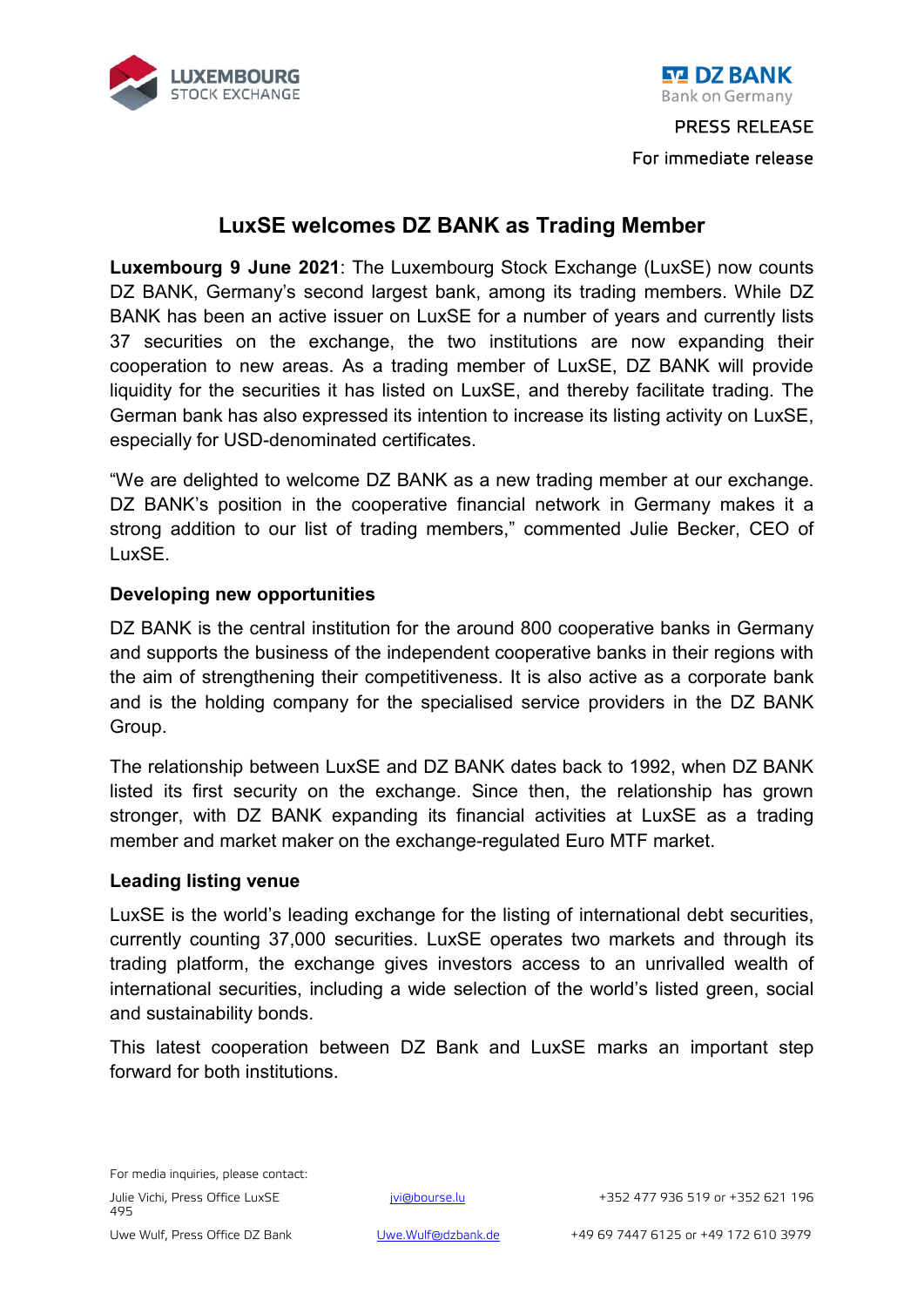LUXEMBOURG STOCK EXCHANGE

DZ BANK
Bank on Germany

PRESS RELEASE

For immediate release

# LuxSE welcomes DZ BANK as Trading Member

**Luxembourg 9 June 2021**: The Luxembourg Stock Exchange (LuxSE) now counts DZ BANK, Germany's second largest bank, among its trading members. While DZ BANK has been an active issuer on LuxSE for a number of years and currently lists 37 securities on the exchange, the two institutions are now expanding their cooperation to new areas. As a trading member of LuxSE, DZ BANK will provide liquidity for the securities it has listed on LuxSE, and thereby facilitate trading. The German bank has also expressed its intention to increase its listing activity on LuxSE, especially for USD-denominated certificates.

"We are delighted to welcome DZ BANK as a new trading member at our exchange. DZ BANK's position in the cooperative financial network in Germany makes it a strong addition to our list of trading members," commented Julie Becker, CEO of LuxSE.

## Developing new opportunities

DZ BANK is the central institution for the around 800 cooperative banks in Germany and supports the business of the independent cooperative banks in their regions with the aim of strengthening their competitiveness. It is also active as a corporate bank and is the holding company for the specialised service providers in the DZ BANK Group.

The relationship between LuxSE and DZ BANK dates back to 1992, when DZ BANK listed its first security on the exchange. Since then, the relationship has grown stronger, with DZ BANK expanding its financial activities at LuxSE as a trading member and market maker on the exchange-regulated Euro MTF market.

## Leading listing venue

LuxSE is the world's leading exchange for the listing of international debt securities, currently counting 37,000 securities. LuxSE operates two markets and through its trading platform, the exchange gives investors access to an unrivalled wealth of international securities, including a wide selection of the world's listed green, social and sustainability bonds.

This latest cooperation between DZ Bank and LuxSE marks an important step forward for both institutions.

For media inquiries, please contact:

| | | |
|---|---|---|
| Julie Vichi, Press Office LuxSE | jvi@bourse.lu | +352 477 936 519 or +352 621 196 495 |
| Uwe Wulf, Press Office DZ Bank | Uwe.Wulf@dzbank.de | +49 69 7447 6125 or +49 172 610 3979 |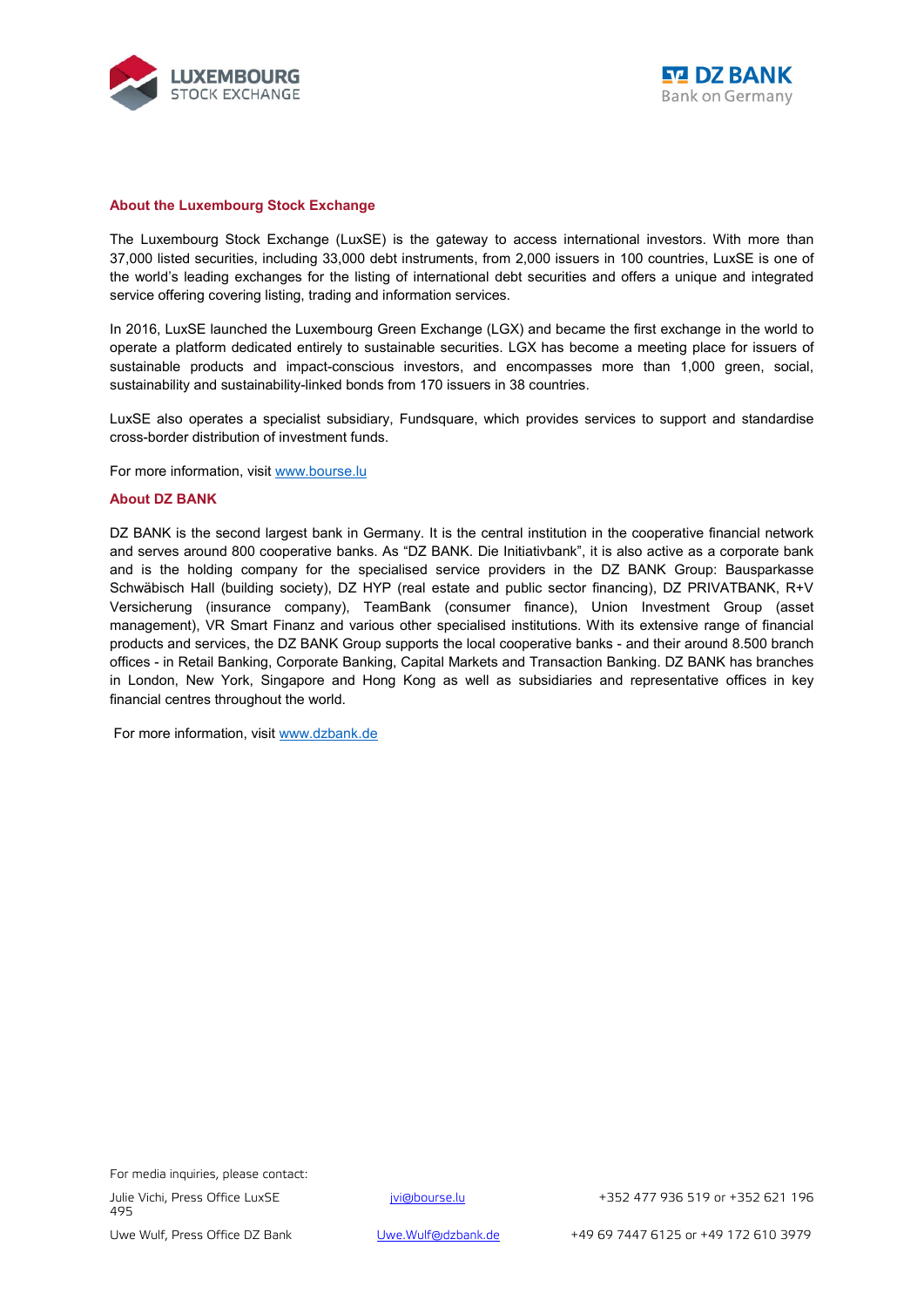## About the Luxembourg Stock Exchange

The Luxembourg Stock Exchange (LuxSE) is the gateway to access international investors. With more than 37,000 listed securities, including 33,000 debt instruments, from 2,000 issuers in 100 countries, LuxSE is one of the world's leading exchanges for the listing of international debt securities and offers a unique and integrated service offering covering listing, trading and information services.

In 2016, LuxSE launched the Luxembourg Green Exchange (LGX) and became the first exchange in the world to operate a platform dedicated entirely to sustainable securities. LGX has become a meeting place for issuers of sustainable products and impact-conscious investors, and encompasses more than 1,000 green, social, sustainability and sustainability-linked bonds from 170 issuers in 38 countries.

LuxSE also operates a specialist subsidiary, Fundsquare, which provides services to support and standardise cross-border distribution of investment funds.

For more information, visit www.bourse.lu

## About DZ BANK

DZ BANK is the second largest bank in Germany. It is the central institution in the cooperative financial network and serves around 800 cooperative banks. As "DZ BANK. Die Initiativbank", it is also active as a corporate bank and is the holding company for the specialised service providers in the DZ BANK Group: Bausparkasse Schwäbisch Hall (building society), DZ HYP (real estate and public sector financing), DZ PRIVATBANK, R+V Versicherung (insurance company), TeamBank (consumer finance), Union Investment Group (asset management), VR Smart Finanz and various other specialised institutions. With its extensive range of financial products and services, the DZ BANK Group supports the local cooperative banks - and their around 8.500 branch offices - in Retail Banking, Corporate Banking, Capital Markets and Transaction Banking. DZ BANK has branches in London, New York, Singapore and Hong Kong as well as subsidiaries and representative offices in key financial centres throughout the world.

For more information, visit www.dzbank.de

For media inquiries, please contact:

| | | |
|---|---|---|
| Julie Vichi, Press Office LuxSE | jvi@bourse.lu | +352 477 936 519 or +352 621 196 495 |
| Uwe Wulf, Press Office DZ Bank | Uwe.Wulf@dzbank.de | +49 69 7447 6125 or +49 172 610 3979 |